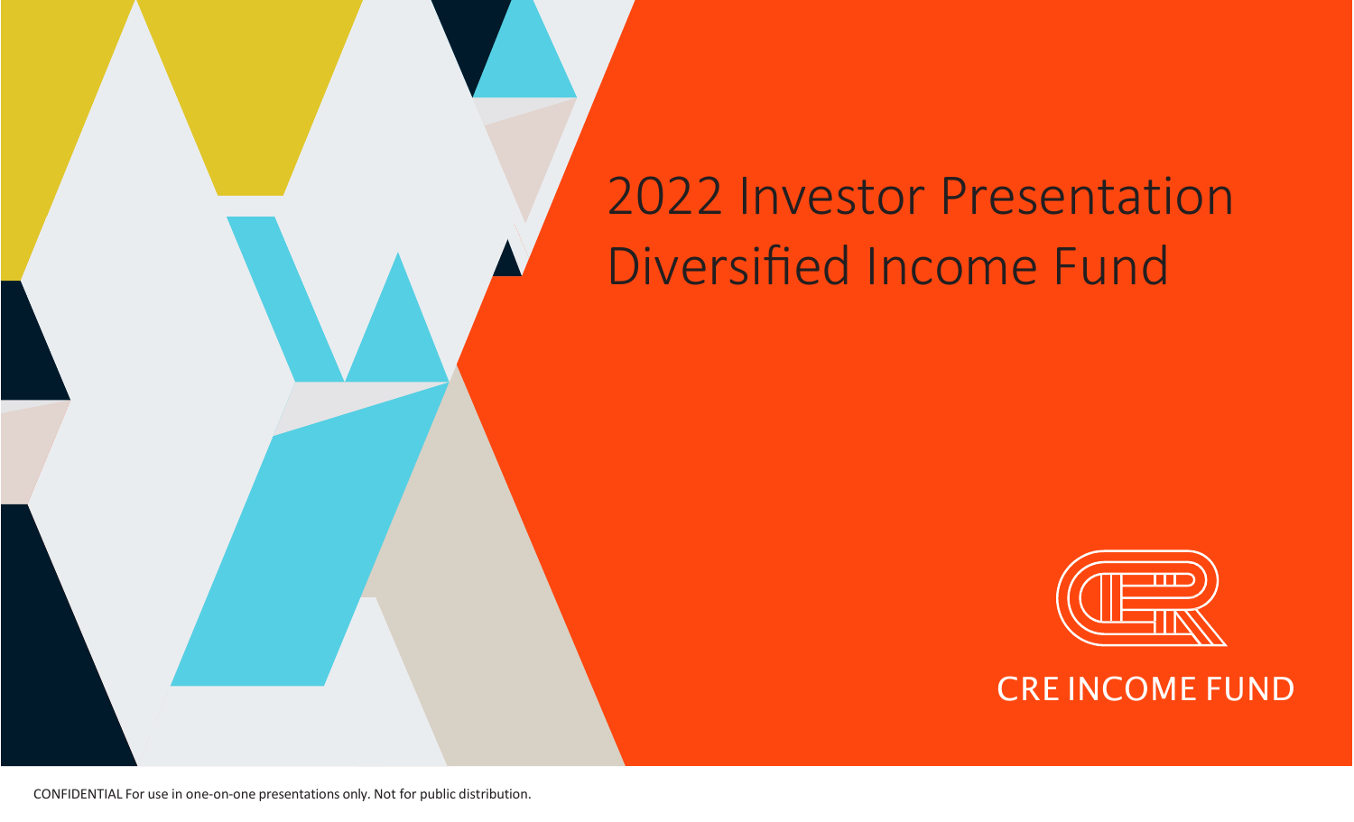# 2022 Investor Presentation Diversified Income Fund

CRE INCOME FUND

CONFIDENTIAL For use in one-on-one presentations only. Not for public distribution.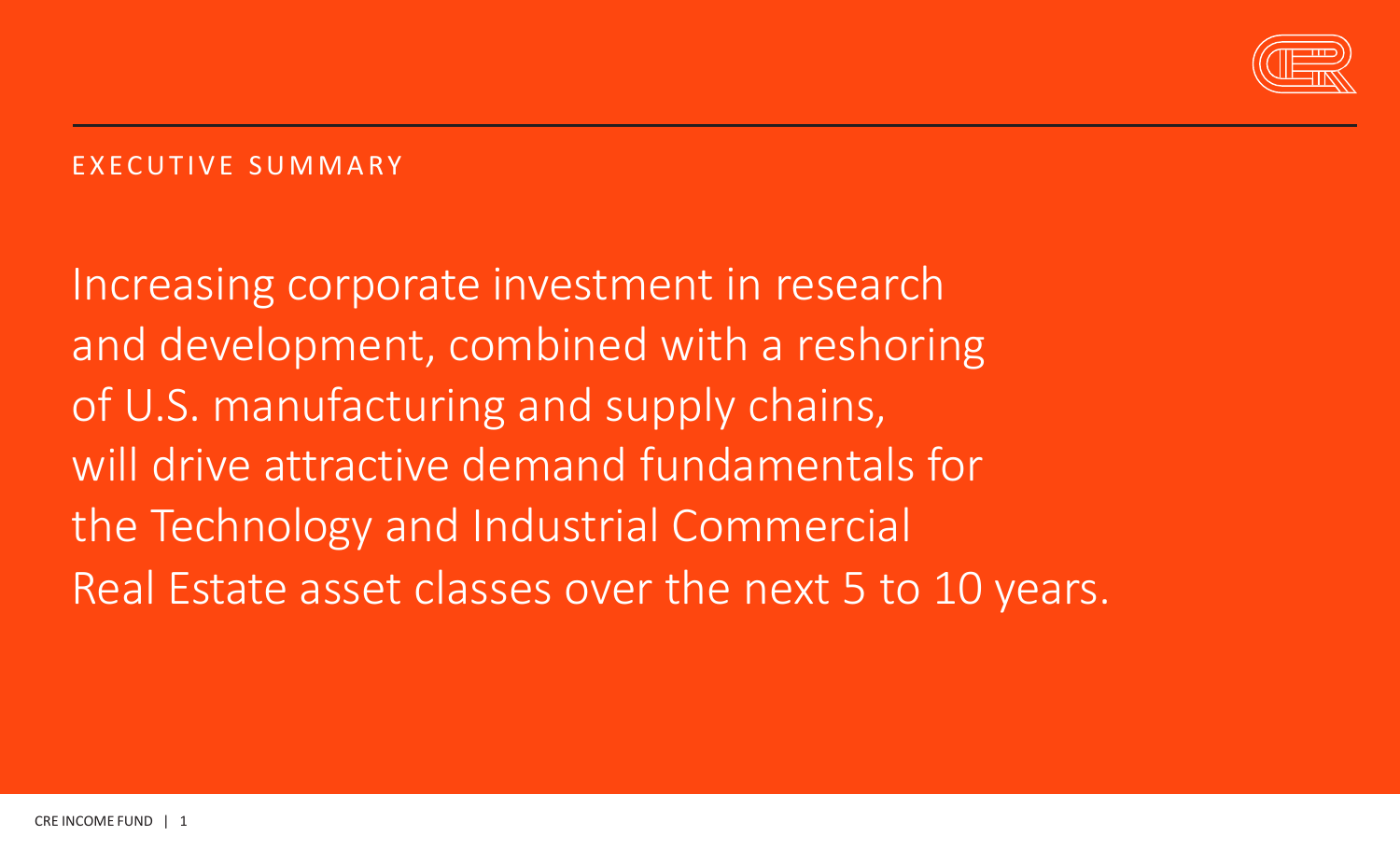## EXECUTIVE SUMMARY

Increasing corporate investment in research and development, combined with a reshoring of U.S. manufacturing and supply chains, will drive attractive demand fundamentals for the Technology and Industrial Commercial Real Estate asset classes over the next 5 to 10 years.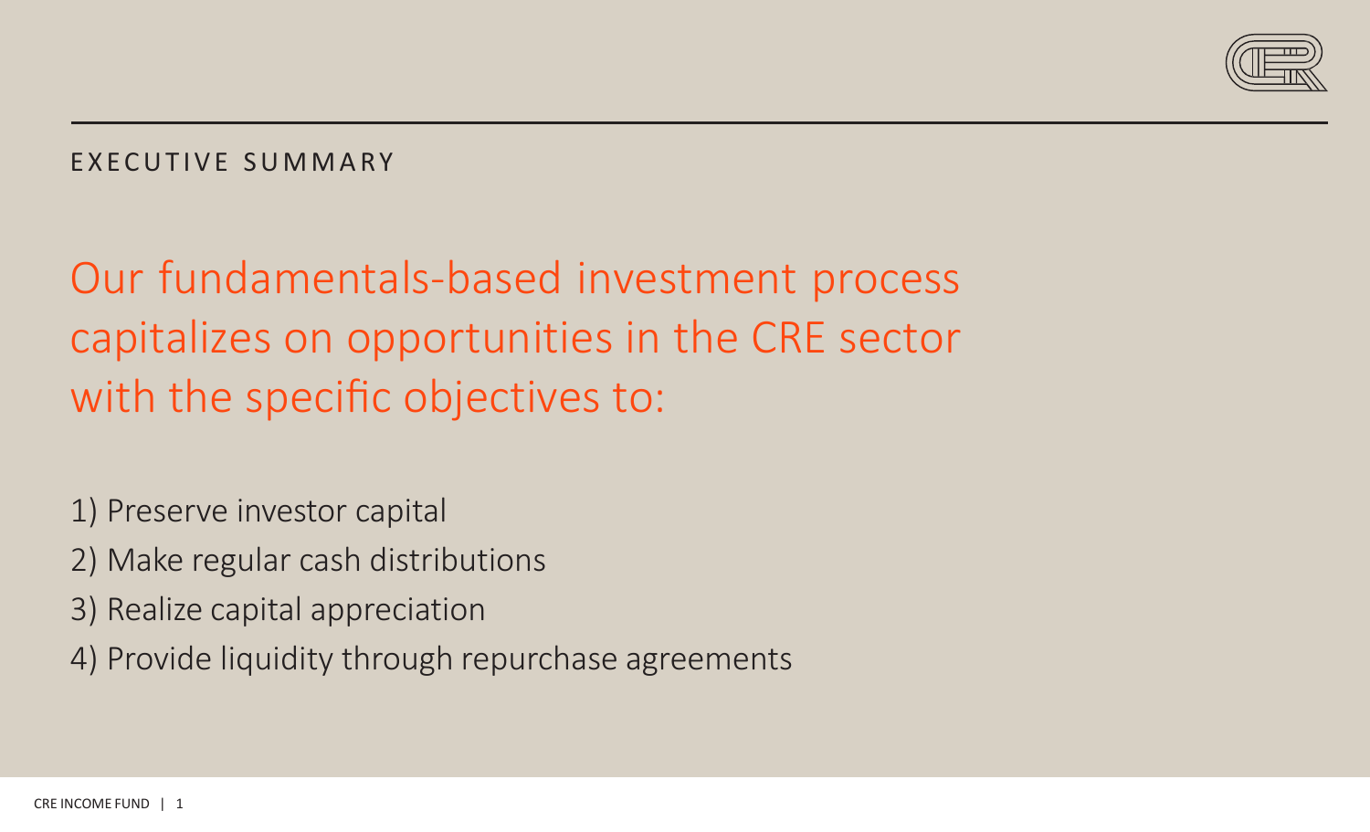## EXECUTIVE SUMMARY

# Our fundamentals-based investment process capitalizes on opportunities in the CRE sector with the specific objectives to:

1) Preserve investor capital
2) Make regular cash distributions
3) Realize capital appreciation
4) Provide liquidity through repurchase agreements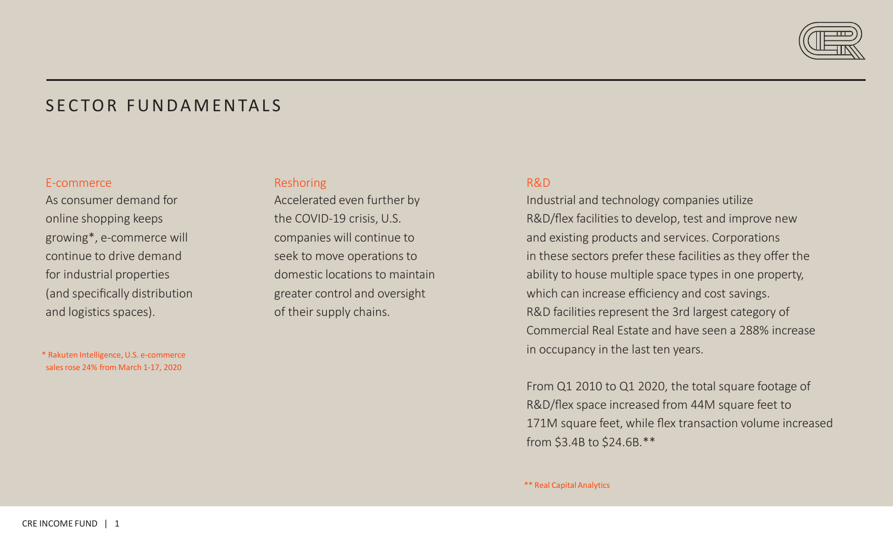# SECTOR FUNDAMENTALS

### E-commerce

As consumer demand for online shopping keeps growing*, e-commerce will continue to drive demand for industrial properties (and specifically distribution and logistics spaces).

\* Rakuten Intelligence, U.S. e-commerce sales rose 24% from March 1-17, 2020

### Reshoring

Accelerated even further by the COVID-19 crisis, U.S. companies will continue to seek to move operations to domestic locations to maintain greater control and oversight of their supply chains.

### R&D

Industrial and technology companies utilize R&D/flex facilities to develop, test and improve new and existing products and services. Corporations in these sectors prefer these facilities as they offer the ability to house multiple space types in one property, which can increase efficiency and cost savings. R&D facilities represent the 3rd largest category of Commercial Real Estate and have seen a 288% increase in occupancy in the last ten years.

From Q1 2010 to Q1 2020, the total square footage of R&D/flex space increased from 44M square feet to 171M square feet, while flex transaction volume increased from $3.4B to $24.6B.**

** Real Capital Analytics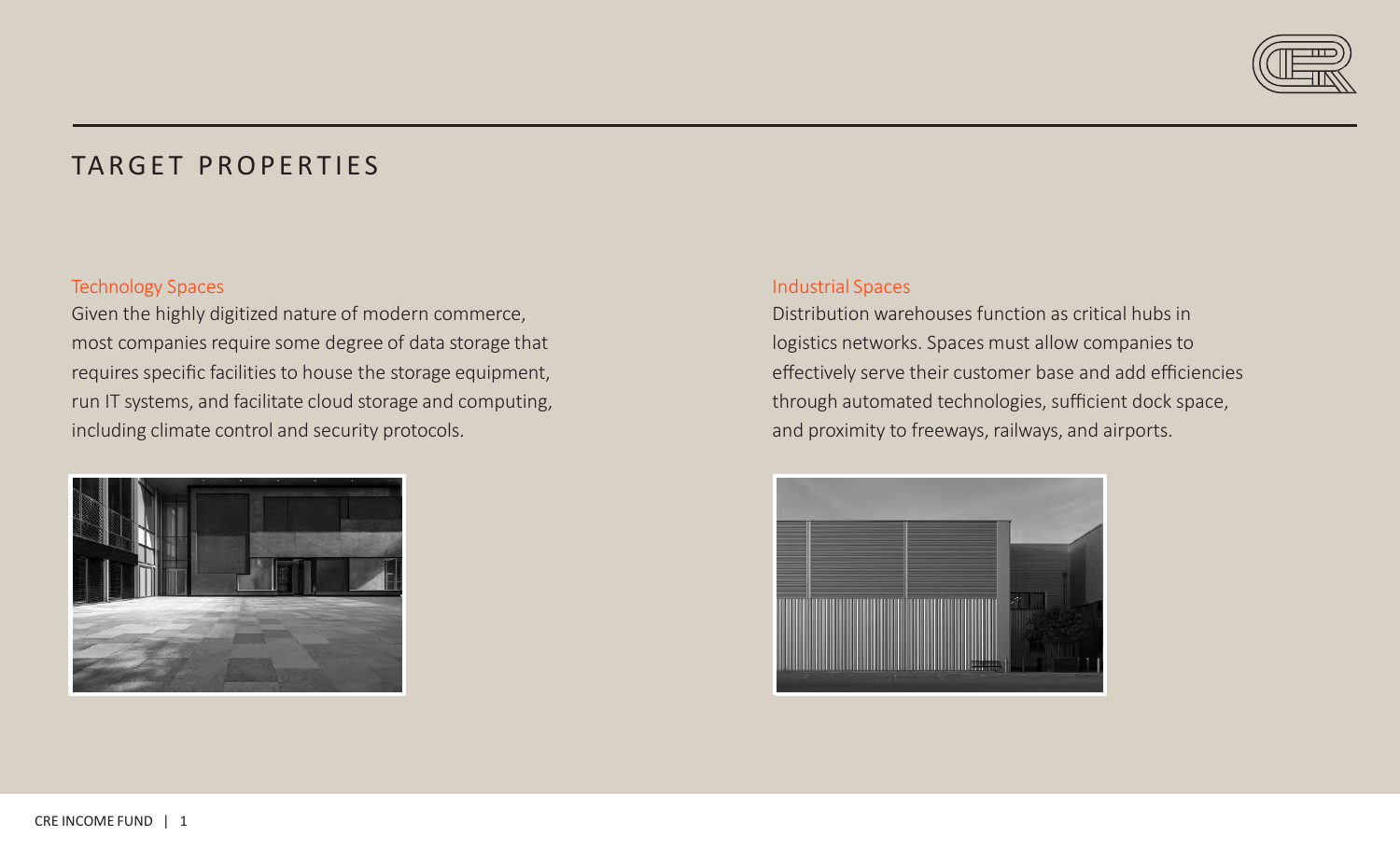# TARGET PROPERTIES

## Technology Spaces

Given the highly digitized nature of modern commerce, most companies require some degree of data storage that requires specific facilities to house the storage equipment, run IT systems, and facilitate cloud storage and computing, including climate control and security protocols.

## Industrial Spaces

Distribution warehouses function as critical hubs in logistics networks. Spaces must allow companies to effectively serve their customer base and add efficiencies through automated technologies, sufficient dock space, and proximity to freeways, railways, and airports.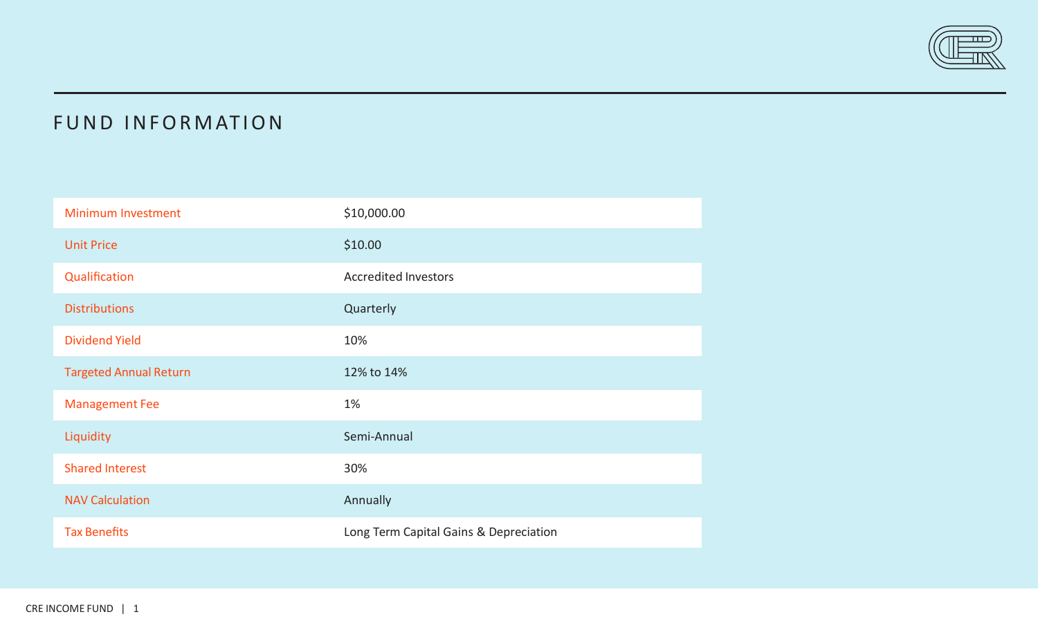# FUND INFORMATION

| | |
|---|---|
| Minimum Investment | $10,000.00 |
| Unit Price | $10.00 |
| Qualification | Accredited Investors |
| Distributions | Quarterly |
| Dividend Yield | 10% |
| Targeted Annual Return | 12% to 14% |
| Management Fee | 1% |
| Liquidity | Semi-Annual |
| Shared Interest | 30% |
| NAV Calculation | Annually |
| Tax Benefits | Long Term Capital Gains & Depreciation |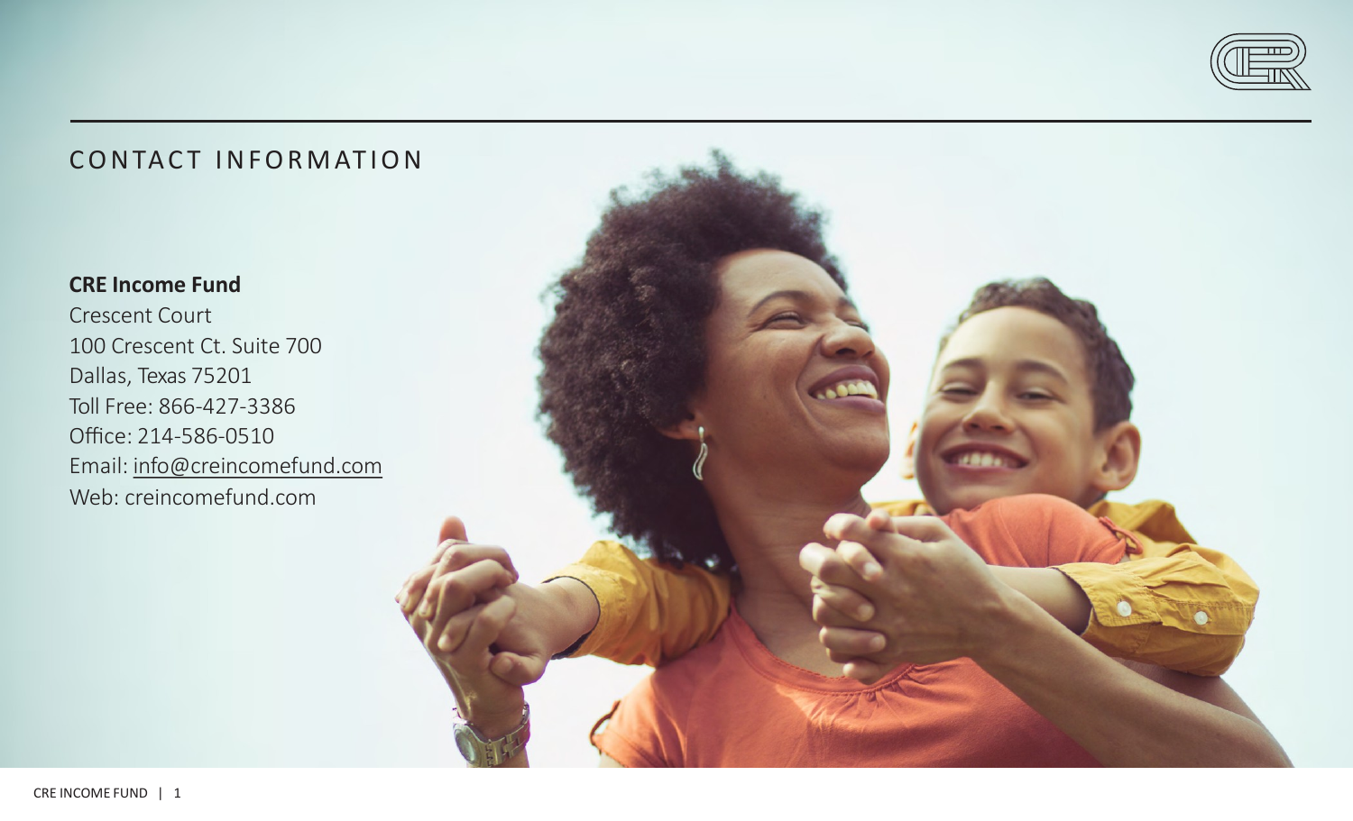## CONTACT INFORMATION

**CRE Income Fund**
Crescent Court
100 Crescent Ct. Suite 700
Dallas, Texas 75201
Toll Free: 866-427-3386
Office: 214-586-0510
Email: info@creincomefund.com
Web: creincomefund.com